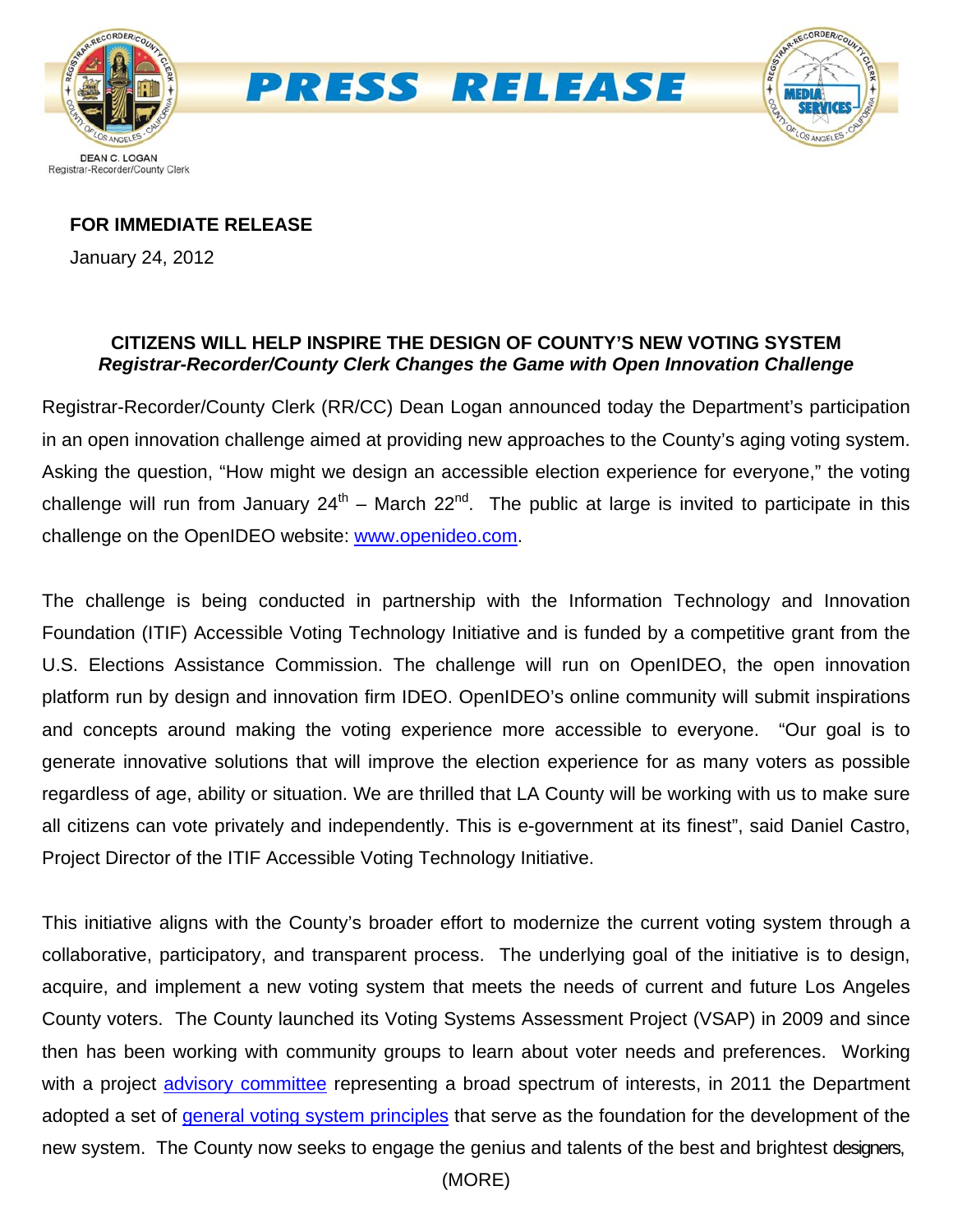DEAN C. LOGAN
Registrar-Recorder/County Clerk

# PRESS RELEASE

**FOR IMMEDIATE RELEASE**

January 24, 2012

## CITIZENS WILL HELP INSPIRE THE DESIGN OF COUNTY'S NEW VOTING SYSTEM

***Registrar-Recorder/County Clerk Changes the Game with Open Innovation Challenge***

Registrar-Recorder/County Clerk (RR/CC) Dean Logan announced today the Department's participation in an open innovation challenge aimed at providing new approaches to the County's aging voting system. Asking the question, "How might we design an accessible election experience for everyone," the voting challenge will run from January 24th – March 22nd. The public at large is invited to participate in this challenge on the OpenIDEO website: [www.openideo.com](www.openideo.com).

The challenge is being conducted in partnership with the Information Technology and Innovation Foundation (ITIF) Accessible Voting Technology Initiative and is funded by a competitive grant from the U.S. Elections Assistance Commission. The challenge will run on OpenIDEO, the open innovation platform run by design and innovation firm IDEO. OpenIDEO's online community will submit inspirations and concepts around making the voting experience more accessible to everyone. "Our goal is to generate innovative solutions that will improve the election experience for as many voters as possible regardless of age, ability or situation. We are thrilled that LA County will be working with us to make sure all citizens can vote privately and independently. This is e-government at its finest", said Daniel Castro, Project Director of the ITIF Accessible Voting Technology Initiative.

This initiative aligns with the County's broader effort to modernize the current voting system through a collaborative, participatory, and transparent process. The underlying goal of the initiative is to design, acquire, and implement a new voting system that meets the needs of current and future Los Angeles County voters. The County launched its Voting Systems Assessment Project (VSAP) in 2009 and since then has been working with community groups to learn about voter needs and preferences. Working with a project advisory committee representing a broad spectrum of interests, in 2011 the Department adopted a set of general voting system principles that serve as the foundation for the development of the new system. The County now seeks to engage the genius and talents of the best and brightest designers,

(MORE)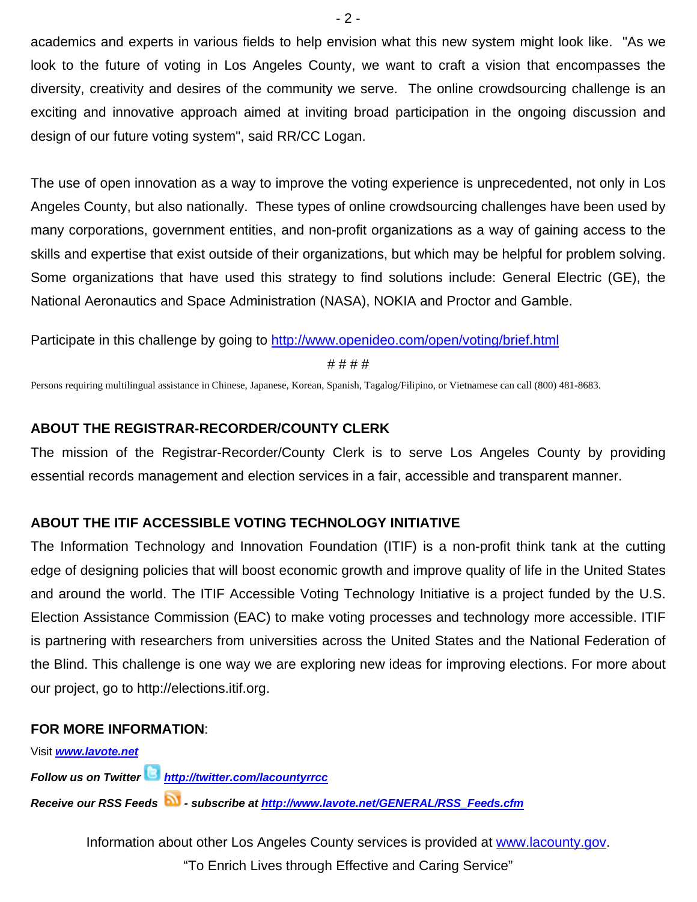academics and experts in various fields to help envision what this new system might look like. "As we look to the future of voting in Los Angeles County, we want to craft a vision that encompasses the diversity, creativity and desires of the community we serve. The online crowdsourcing challenge is an exciting and innovative approach aimed at inviting broad participation in the ongoing discussion and design of our future voting system", said RR/CC Logan.

The use of open innovation as a way to improve the voting experience is unprecedented, not only in Los Angeles County, but also nationally. These types of online crowdsourcing challenges have been used by many corporations, government entities, and non-profit organizations as a way of gaining access to the skills and expertise that exist outside of their organizations, but which may be helpful for problem solving. Some organizations that have used this strategy to find solutions include: General Electric (GE), the National Aeronautics and Space Administration (NASA), NOKIA and Proctor and Gamble.

Participate in this challenge by going to [http://www.openideo.com/open/voting/brief.html](http://www.openideo.com/open/voting/brief.html)

# # # #

Persons requiring multilingual assistance in Chinese, Japanese, Korean, Spanish, Tagalog/Filipino, or Vietnamese can call (800) 481-8683.

**ABOUT THE REGISTRAR-RECORDER/COUNTY CLERK**

The mission of the Registrar-Recorder/County Clerk is to serve Los Angeles County by providing essential records management and election services in a fair, accessible and transparent manner.

**ABOUT THE ITIF ACCESSIBLE VOTING TECHNOLOGY INITIATIVE**

The Information Technology and Innovation Foundation (ITIF) is a non-profit think tank at the cutting edge of designing policies that will boost economic growth and improve quality of life in the United States and around the world. The ITIF Accessible Voting Technology Initiative is a project funded by the U.S. Election Assistance Commission (EAC) to make voting processes and technology more accessible. ITIF is partnering with researchers from universities across the United States and the National Federation of the Blind. This challenge is one way we are exploring new ideas for improving elections. For more about our project, go to http://elections.itif.org.

**FOR MORE INFORMATION**:

Visit ***[www.lavote.net](http://www.lavote.net)***

***Follow us on Twitter [http://twitter.com/lacountyrrcc](http://twitter.com/lacountyrrcc)***

***Receive our RSS Feeds - subscribe at [http://www.lavote.net/GENERAL/RSS_Feeds.cfm](http://www.lavote.net/GENERAL/RSS_Feeds.cfm)***

Information about other Los Angeles County services is provided at [www.lacounty.gov](http://www.lacounty.gov).

"To Enrich Lives through Effective and Caring Service"